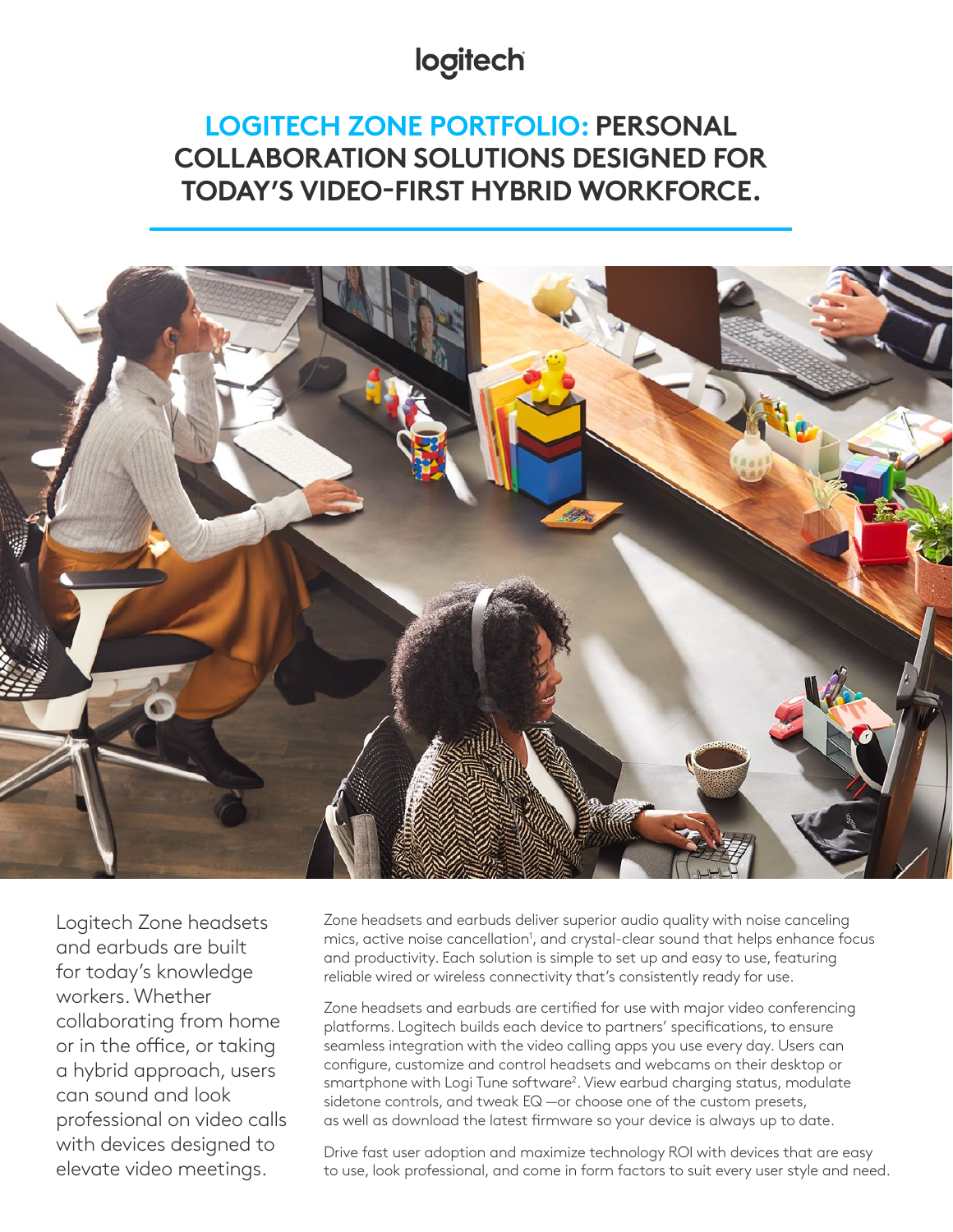logitech

# LOGITECH ZONE PORTFOLIO: PERSONAL COLLABORATION SOLUTIONS DESIGNED FOR TODAY'S VIDEO-FIRST HYBRID WORKFORCE.

Logitech Zone headsets and earbuds are built for today's knowledge workers. Whether collaborating from home or in the office, or taking a hybrid approach, users can sound and look professional on video calls with devices designed to elevate video meetings.

Zone headsets and earbuds deliver superior audio quality with noise canceling mics, active noise cancellation[1], and crystal-clear sound that helps enhance focus and productivity. Each solution is simple to set up and easy to use, featuring reliable wired or wireless connectivity that's consistently ready for use.

Zone headsets and earbuds are certified for use with major video conferencing platforms. Logitech builds each device to partners' specifications, to ensure seamless integration with the video calling apps you use every day. Users can configure, customize and control headsets and webcams on their desktop or smartphone with Logi Tune software[2]. View earbud charging status, modulate sidetone controls, and tweak EQ —or choose one of the custom presets, as well as download the latest firmware so your device is always up to date.

Drive fast user adoption and maximize technology ROI with devices that are easy to use, look professional, and come in form factors to suit every user style and need.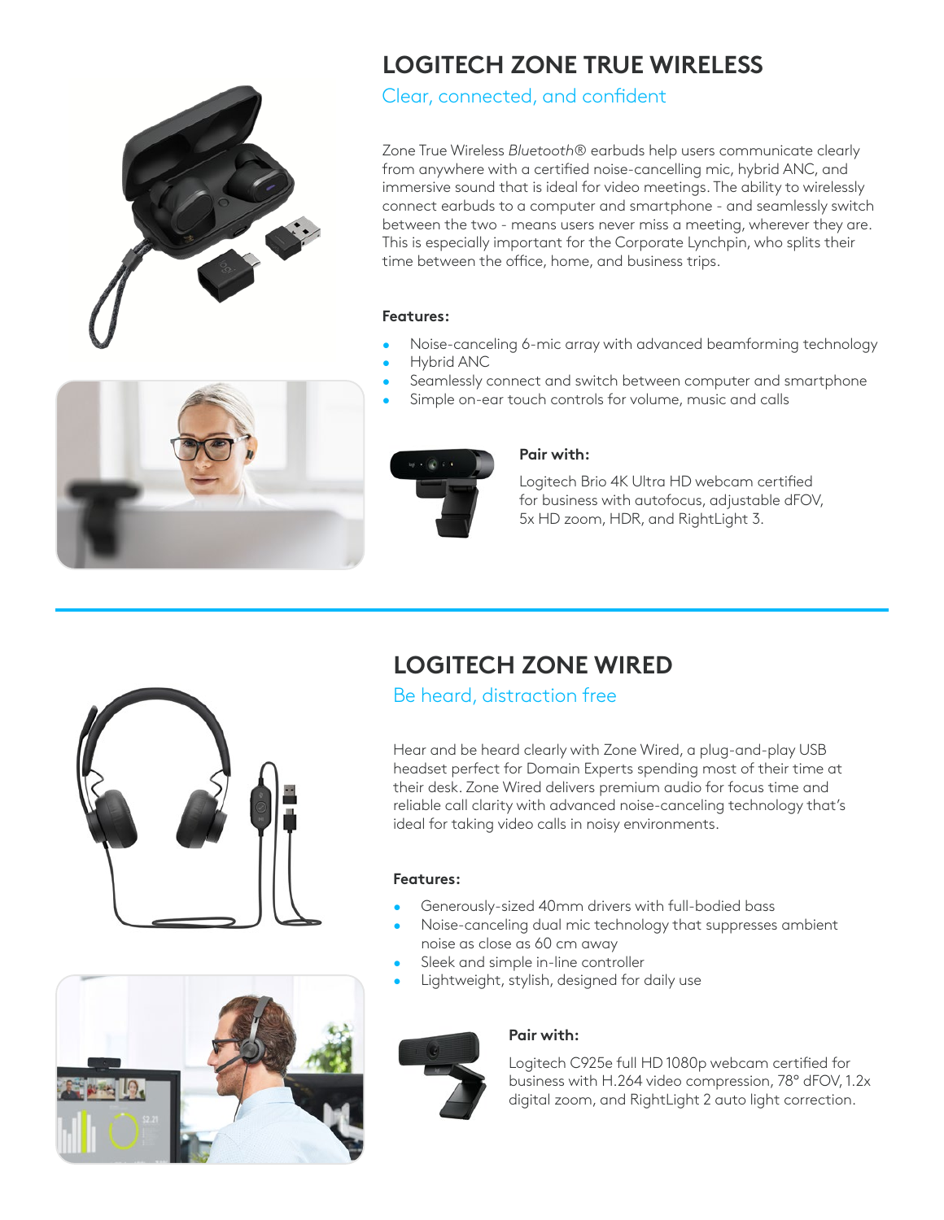# LOGITECH ZONE TRUE WIRELESS

## Clear, connected, and confident

Zone True Wireless *Bluetooth*® earbuds help users communicate clearly from anywhere with a certified noise-cancelling mic, hybrid ANC, and immersive sound that is ideal for video meetings. The ability to wirelessly connect earbuds to a computer and smartphone - and seamlessly switch between the two - means users never miss a meeting, wherever they are. This is especially important for the Corporate Lynchpin, who splits their time between the office, home, and business trips.

**Features:**

- Noise-canceling 6-mic array with advanced beamforming technology
- Hybrid ANC
- Seamlessly connect and switch between computer and smartphone
- Simple on-ear touch controls for volume, music and calls

**Pair with:**

Logitech Brio 4K Ultra HD webcam certified for business with autofocus, adjustable dFOV, 5x HD zoom, HDR, and RightLight 3.

# LOGITECH ZONE WIRED

## Be heard, distraction free

Hear and be heard clearly with Zone Wired, a plug-and-play USB headset perfect for Domain Experts spending most of their time at their desk. Zone Wired delivers premium audio for focus time and reliable call clarity with advanced noise-canceling technology that's ideal for taking video calls in noisy environments.

**Features:**

- Generously-sized 40mm drivers with full-bodied bass
- Noise-canceling dual mic technology that suppresses ambient noise as close as 60 cm away
- Sleek and simple in-line controller
- Lightweight, stylish, designed for daily use

**Pair with:**

Logitech C925e full HD 1080p webcam certified for business with H.264 video compression, 78° dFOV, 1.2x digital zoom, and RightLight 2 auto light correction.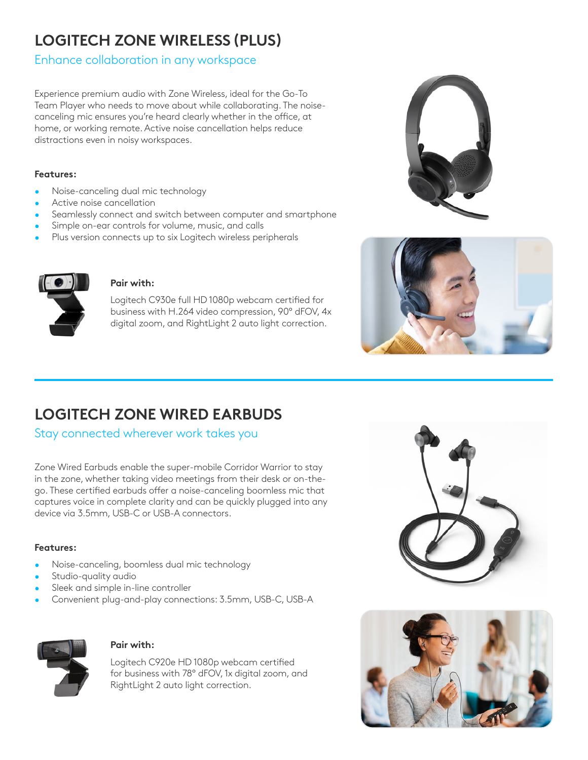# LOGITECH ZONE WIRELESS (PLUS)

## Enhance collaboration in any workspace

Experience premium audio with Zone Wireless, ideal for the Go-To Team Player who needs to move about while collaborating. The noise-canceling mic ensures you're heard clearly whether in the office, at home, or working remote. Active noise cancellation helps reduce distractions even in noisy workspaces.

**Features:**

- Noise-canceling dual mic technology
- Active noise cancellation
- Seamlessly connect and switch between computer and smartphone
- Simple on-ear controls for volume, music, and calls
- Plus version connects up to six Logitech wireless peripherals

**Pair with:**

Logitech C930e full HD 1080p webcam certified for business with H.264 video compression, 90° dFOV, 4x digital zoom, and RightLight 2 auto light correction.

# LOGITECH ZONE WIRED EARBUDS

## Stay connected wherever work takes you

Zone Wired Earbuds enable the super-mobile Corridor Warrior to stay in the zone, whether taking video meetings from their desk or on-the-go. These certified earbuds offer a noise-canceling boomless mic that captures voice in complete clarity and can be quickly plugged into any device via 3.5mm, USB-C or USB-A connectors.

**Features:**

- Noise-canceling, boomless dual mic technology
- Studio-quality audio
- Sleek and simple in-line controller
- Convenient plug-and-play connections: 3.5mm, USB-C, USB-A

**Pair with:**

Logitech C920e HD 1080p webcam certified for business with 78° dFOV, 1x digital zoom, and RightLight 2 auto light correction.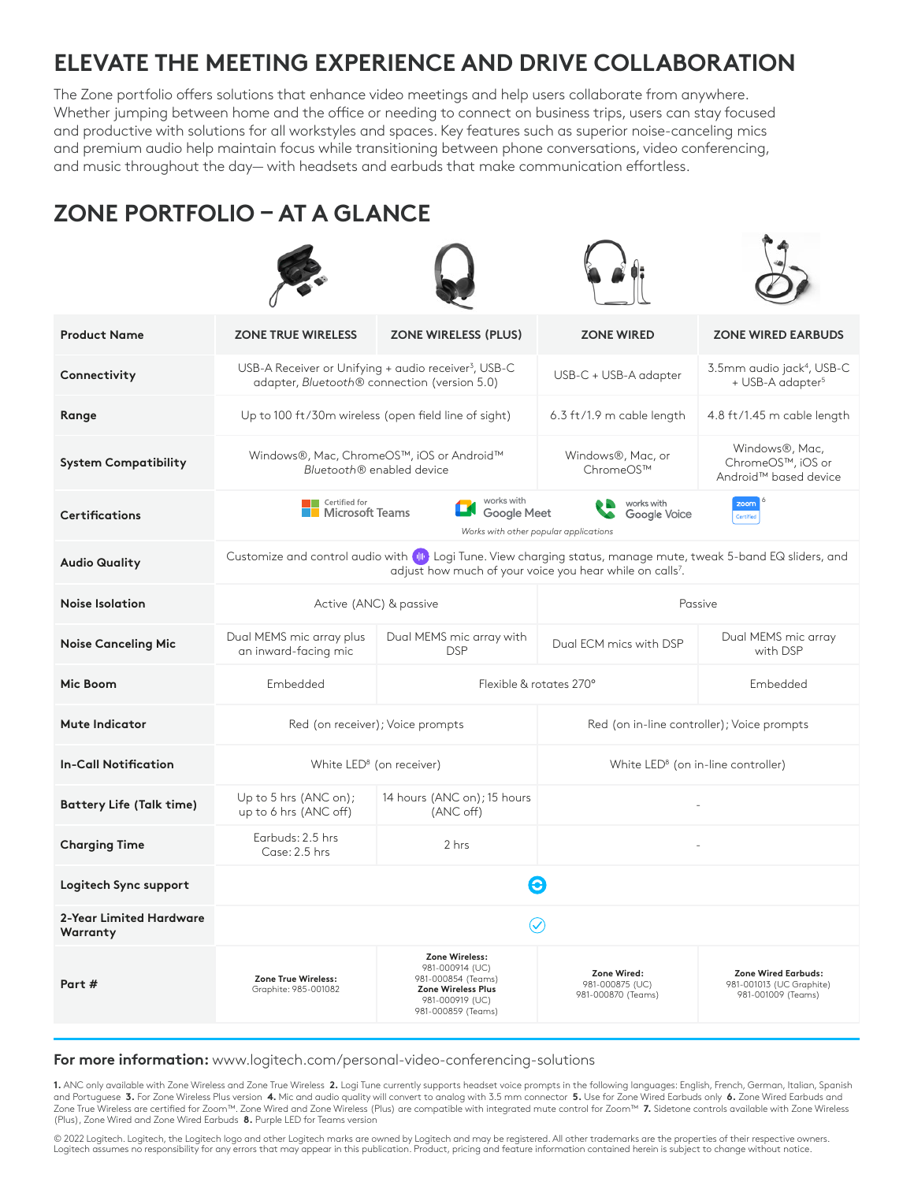## ELEVATE THE MEETING EXPERIENCE AND DRIVE COLLABORATION

The Zone portfolio offers solutions that enhance video meetings and help users collaborate from anywhere. Whether jumping between home and the office or needing to connect on business trips, users can stay focused and productive with solutions for all workstyles and spaces. Key features such as superior noise-canceling mics and premium audio help maintain focus while transitioning between phone conversations, video conferencing, and music throughout the day— with headsets and earbuds that make communication effortless.

## ZONE PORTFOLIO – AT A GLANCE

| Product Name | ZONE TRUE WIRELESS | ZONE WIRELESS (PLUS) | ZONE WIRED | ZONE WIRED EARBUDS |
|---|---|---|---|---|
| Connectivity | USB-A Receiver or Unifying + audio receiver[3], USB-C adapter, *Bluetooth*® connection (version 5.0) | | USB-C + USB-A adapter | 3.5mm audio jack[4], USB-C + USB-A adapter[5] |
| Range | Up to 100 ft/30m wireless (open field line of sight) | | 6.3 ft/1.9 m cable length | 4.8 ft/1.45 m cable length |
| System Compatibility | Windows®, Mac, ChromeOS™, iOS or Android™ *Bluetooth*® enabled device | | Windows®, Mac, or ChromeOS™ | Windows®, Mac, ChromeOS™, iOS or Android™ based device |
| Certifications | Certified for Microsoft Teams; works with Google Meet; works with Google Voice; zoom Certified[6]; *Works with other popular applications* | | | |
| Audio Quality | Customize and control audio with Logi Tune. View charging status, manage mute, tweak 5-band EQ sliders, and adjust how much of your voice you hear while on calls[7]. | | | |
| Noise Isolation | Active (ANC) & passive | | Passive | |
| Noise Canceling Mic | Dual MEMS mic array plus an inward-facing mic | Dual MEMS mic array with DSP | Dual ECM mics with DSP | Dual MEMS mic array with DSP |
| Mic Boom | Embedded | Flexible & rotates 270° | | Embedded |
| Mute Indicator | Red (on receiver); Voice prompts | | Red (on in-line controller); Voice prompts | |
| In-Call Notification | White LED[8] (on receiver) | | White LED[8] (on in-line controller) | |
| Battery Life (Talk time) | Up to 5 hrs (ANC on); up to 6 hrs (ANC off) | 14 hours (ANC on); 15 hours (ANC off) | - | |
| Charging Time | Earbuds: 2.5 hrs Case: 2.5 hrs | 2 hrs | - | |
| Logitech Sync support | ✓ | | | |
| 2-Year Limited Hardware Warranty | ✓ | | | |
| Part # | **Zone True Wireless:** Graphite: 985-001082 | **Zone Wireless:** 981-000914 (UC) 981-000854 (Teams) **Zone Wireless Plus** 981-000919 (UC) 981-000859 (Teams) | **Zone Wired:** 981-000875 (UC) 981-000870 (Teams) | **Zone Wired Earbuds:** 981-001013 (UC Graphite) 981-001009 (Teams) |

**For more information:** www.logitech.com/personal-video-conferencing-solutions

**1.** ANC only available with Zone Wireless and Zone True Wireless **2.** Logi Tune currently supports headset voice prompts in the following languages: English, French, German, Italian, Spanish and Portuguese **3.** For Zone Wireless Plus version **4.** Mic and audio quality will convert to analog with 3.5 mm connector **5.** Use for Zone Wired Earbuds only **6.** Zone Wired Earbuds and Zone True Wireless are certified for Zoom™. Zone Wired and Zone Wireless (Plus) are compatible with integrated mute control for Zoom™ **7.** Sidetone controls available with Zone Wireless (Plus), Zone Wired and Zone Wired Earbuds **8.** Purple LED for Teams version

© 2022 Logitech. Logitech, the Logitech logo and other Logitech marks are owned by Logitech and may be registered. All other trademarks are the properties of their respective owners. Logitech assumes no responsibility for any errors that may appear in this publication. Product, pricing and feature information contained herein is subject to change without notice.